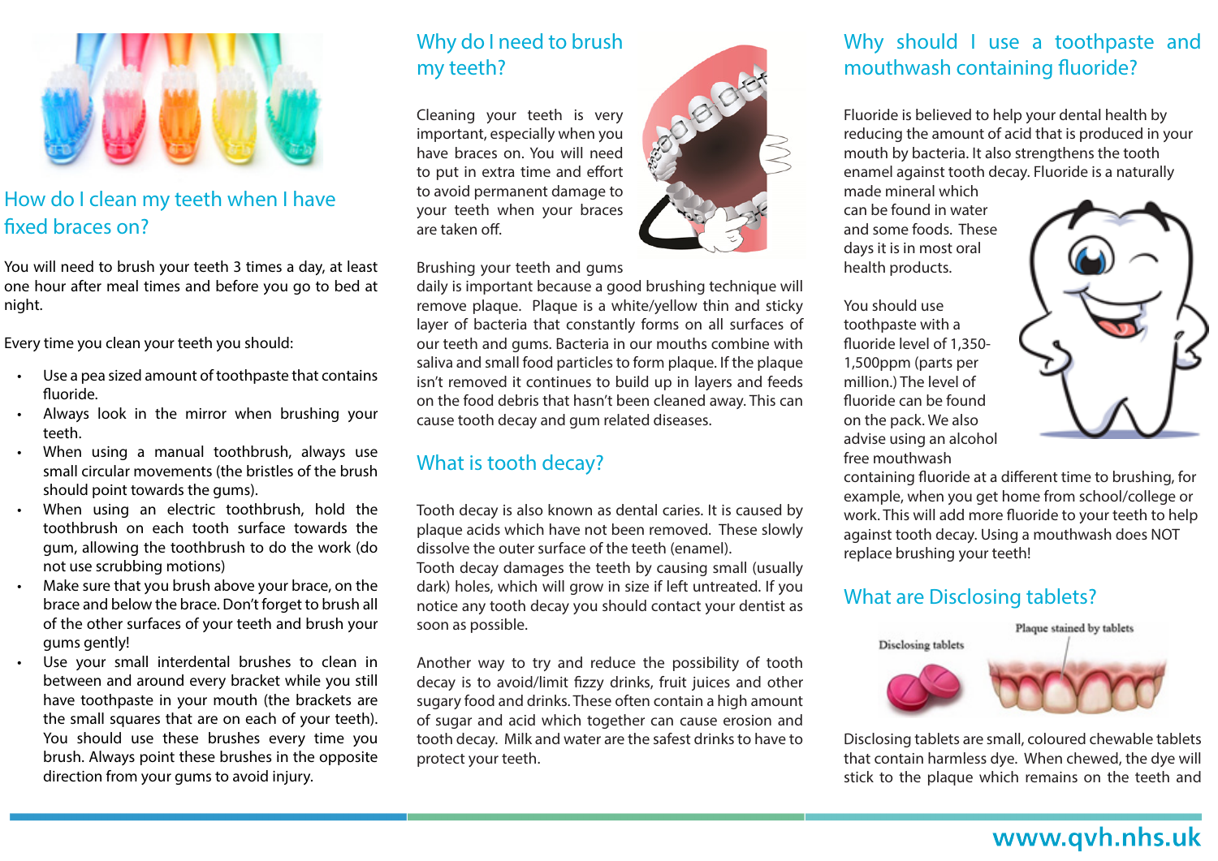## How do I clean my teeth when I have fixed braces on?

You will need to brush your teeth 3 times a day, at least one hour after meal times and before you go to bed at night.

Every time you clean your teeth you should:

- Use a pea sized amount of toothpaste that contains fluoride.
- Always look in the mirror when brushing your teeth.
- When using a manual toothbrush, always use small circular movements (the bristles of the brush should point towards the gums).
- When using an electric toothbrush, hold the toothbrush on each tooth surface towards the gum, allowing the toothbrush to do the work (do not use scrubbing motions)
- Make sure that you brush above your brace, on the brace and below the brace. Don't forget to brush all of the other surfaces of your teeth and brush your gums gently!
- Use your small interdental brushes to clean in between and around every bracket while you still have toothpaste in your mouth (the brackets are the small squares that are on each of your teeth). You should use these brushes every time you brush. Always point these brushes in the opposite direction from your gums to avoid injury.

## Why do I need to brush my teeth?

Cleaning your teeth is very important, especially when you have braces on. You will need to put in extra time and effort to avoid permanent damage to your teeth when your braces are taken off.

Brushing your teeth and gums daily is important because a good brushing technique will remove plaque. Plaque is a white/yellow thin and sticky layer of bacteria that constantly forms on all surfaces of our teeth and gums. Bacteria in our mouths combine with saliva and small food particles to form plaque. If the plaque isn't removed it continues to build up in layers and feeds on the food debris that hasn't been cleaned away. This can cause tooth decay and gum related diseases.

## What is tooth decay?

Tooth decay is also known as dental caries. It is caused by plaque acids which have not been removed. These slowly dissolve the outer surface of the teeth (enamel).
Tooth decay damages the teeth by causing small (usually dark) holes, which will grow in size if left untreated. If you notice any tooth decay you should contact your dentist as soon as possible.

Another way to try and reduce the possibility of tooth decay is to avoid/limit fizzy drinks, fruit juices and other sugary food and drinks. These often contain a high amount of sugar and acid which together can cause erosion and tooth decay. Milk and water are the safest drinks to have to protect your teeth.

## Why should I use a toothpaste and mouthwash containing fluoride?

Fluoride is believed to help your dental health by reducing the amount of acid that is produced in your mouth by bacteria. It also strengthens the tooth enamel against tooth decay. Fluoride is a naturally made mineral which can be found in water and some foods. These days it is in most oral health products.

You should use toothpaste with a fluoride level of 1,350-1,500ppm (parts per million.) The level of fluoride can be found on the pack. We also advise using an alcohol free mouthwash containing fluoride at a different time to brushing, for example, when you get home from school/college or work. This will add more fluoride to your teeth to help against tooth decay. Using a mouthwash does NOT replace brushing your teeth!

## What are Disclosing tablets?

Disclosing tablets

Plaque stained by tablets

Disclosing tablets are small, coloured chewable tablets that contain harmless dye. When chewed, the dye will stick to the plaque which remains on the teeth and

www.qvh.nhs.uk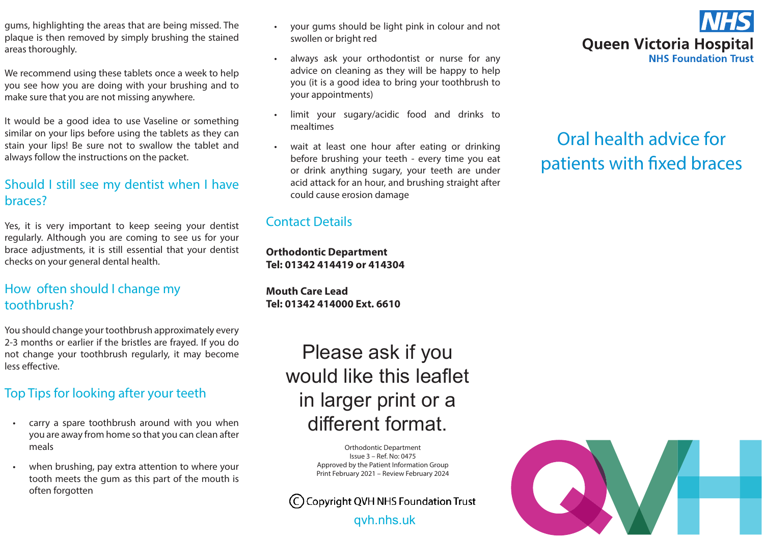gums, highlighting the areas that are being missed. The plaque is then removed by simply brushing the stained areas thoroughly.

We recommend using these tablets once a week to help you see how you are doing with your brushing and to make sure that you are not missing anywhere.

It would be a good idea to use Vaseline or something similar on your lips before using the tablets as they can stain your lips! Be sure not to swallow the tablet and always follow the instructions on the packet.

## Should I still see my dentist when I have braces?

Yes, it is very important to keep seeing your dentist regularly. Although you are coming to see us for your brace adjustments, it is still essential that your dentist checks on your general dental health.

## How often should I change my toothbrush?

You should change your toothbrush approximately every 2-3 months or earlier if the bristles are frayed. If you do not change your toothbrush regularly, it may become less effective.

## Top Tips for looking after your teeth

- carry a spare toothbrush around with you when you are away from home so that you can clean after meals
- when brushing, pay extra attention to where your tooth meets the gum as this part of the mouth is often forgotten
- your gums should be light pink in colour and not swollen or bright red
- always ask your orthodontist or nurse for any advice on cleaning as they will be happy to help you (it is a good idea to bring your toothbrush to your appointments)
- limit your sugary/acidic food and drinks to mealtimes
- wait at least one hour after eating or drinking before brushing your teeth - every time you eat or drink anything sugary, your teeth are under acid attack for an hour, and brushing straight after could cause erosion damage

## Contact Details

**Orthodontic Department**
**Tel: 01342 414419 or 414304**

**Mouth Care Lead**
**Tel: 01342 414000 Ext. 6610**

Please ask if you would like this leaflet in larger print or a different format.

Orthodontic Department
Issue 3 – Ref. No: 0475
Approved by the Patient Information Group
Print February 2021 – Review February 2024

© Copyright QVH NHS Foundation Trust

qvh.nhs.uk

NHS
**Queen Victoria Hospital**
**NHS Foundation Trust**

# Oral health advice for patients with fixed braces